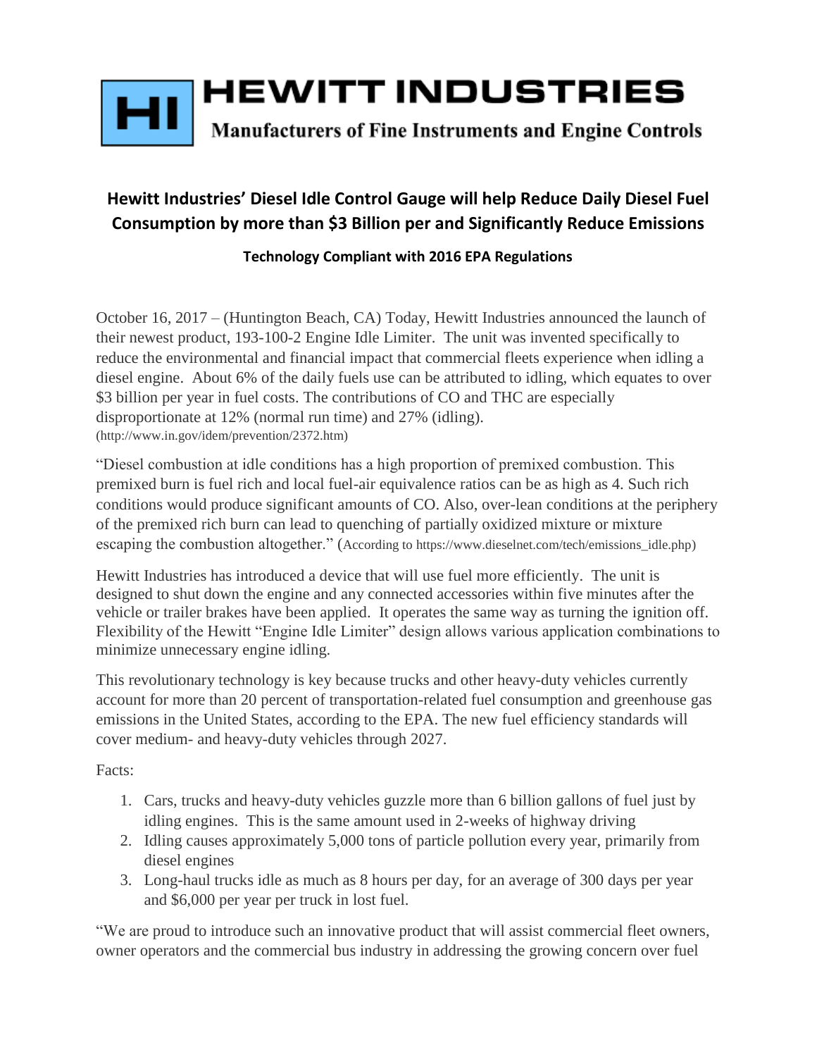# HEWITT INDUSTRIES

**Manufacturers of Fine Instruments and Engine Controls**

## Hewitt Industries' Diesel Idle Control Gauge will help Reduce Daily Diesel Fuel Consumption by more than $3 Billion per and Significantly Reduce Emissions

### Technology Compliant with 2016 EPA Regulations

October 16, 2017 – (Huntington Beach, CA) Today, Hewitt Industries announced the launch of their newest product, 193-100-2 Engine Idle Limiter. The unit was invented specifically to reduce the environmental and financial impact that commercial fleets experience when idling a diesel engine. About 6% of the daily fuels use can be attributed to idling, which equates to over $3 billion per year in fuel costs. The contributions of CO and THC are especially disproportionate at 12% (normal run time) and 27% (idling).
(http://www.in.gov/idem/prevention/2372.htm)

"Diesel combustion at idle conditions has a high proportion of premixed combustion. This premixed burn is fuel rich and local fuel-air equivalence ratios can be as high as 4. Such rich conditions would produce significant amounts of CO. Also, over-lean conditions at the periphery of the premixed rich burn can lead to quenching of partially oxidized mixture or mixture escaping the combustion altogether." (According to https://www.dieselnet.com/tech/emissions_idle.php)

Hewitt Industries has introduced a device that will use fuel more efficiently. The unit is designed to shut down the engine and any connected accessories within five minutes after the vehicle or trailer brakes have been applied. It operates the same way as turning the ignition off. Flexibility of the Hewitt "Engine Idle Limiter" design allows various application combinations to minimize unnecessary engine idling.

This revolutionary technology is key because trucks and other heavy-duty vehicles currently account for more than 20 percent of transportation-related fuel consumption and greenhouse gas emissions in the United States, according to the EPA. The new fuel efficiency standards will cover medium- and heavy-duty vehicles through 2027.

Facts:

1. Cars, trucks and heavy-duty vehicles guzzle more than 6 billion gallons of fuel just by idling engines. This is the same amount used in 2-weeks of highway driving
2. Idling causes approximately 5,000 tons of particle pollution every year, primarily from diesel engines
3. Long-haul trucks idle as much as 8 hours per day, for an average of 300 days per year and $6,000 per year per truck in lost fuel.

"We are proud to introduce such an innovative product that will assist commercial fleet owners, owner operators and the commercial bus industry in addressing the growing concern over fuel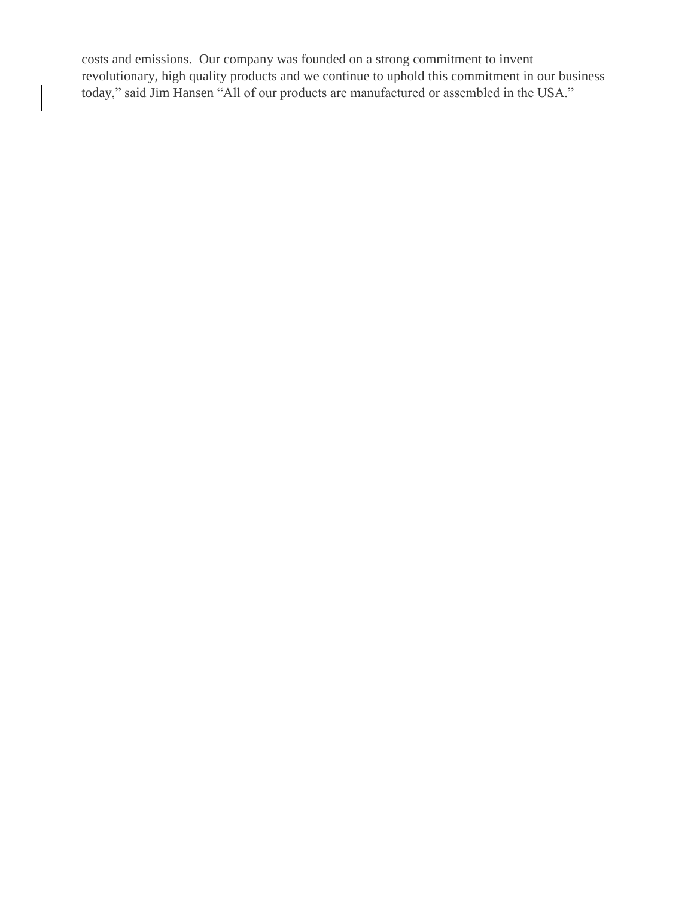costs and emissions. Our company was founded on a strong commitment to invent revolutionary, high quality products and we continue to uphold this commitment in our business today," said Jim Hansen "All of our products are manufactured or assembled in the USA."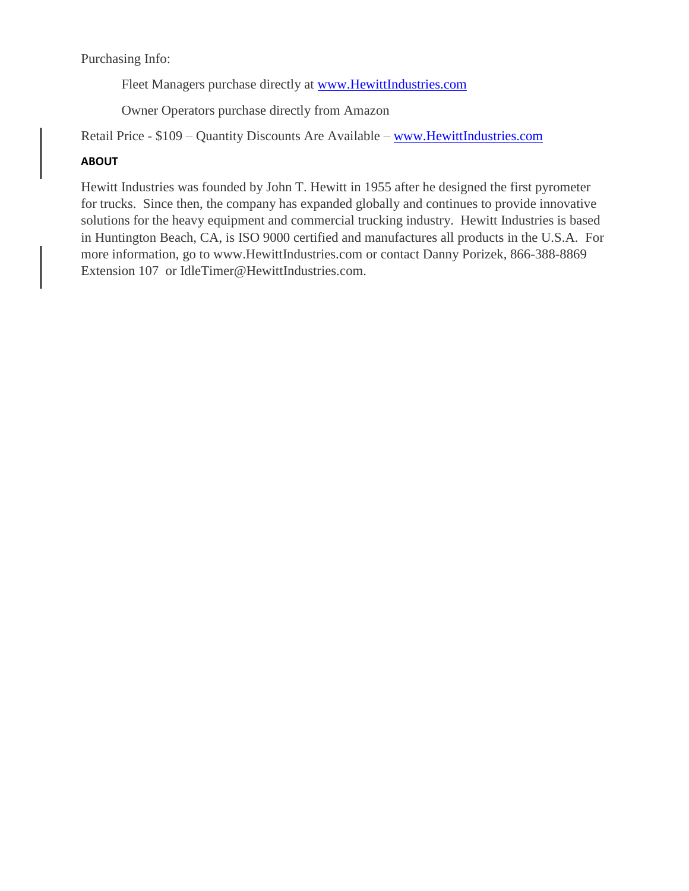Purchasing Info:

Fleet Managers purchase directly at www.HewittIndustries.com

Owner Operators purchase directly from Amazon

Retail Price - $109 – Quantity Discounts Are Available – www.HewittIndustries.com

**ABOUT**

Hewitt Industries was founded by John T. Hewitt in 1955 after he designed the first pyrometer for trucks. Since then, the company has expanded globally and continues to provide innovative solutions for the heavy equipment and commercial trucking industry. Hewitt Industries is based in Huntington Beach, CA, is ISO 9000 certified and manufactures all products in the U.S.A. For more information, go to www.HewittIndustries.com or contact Danny Porizek, 866-388-8869 Extension 107 or IdleTimer@HewittIndustries.com.